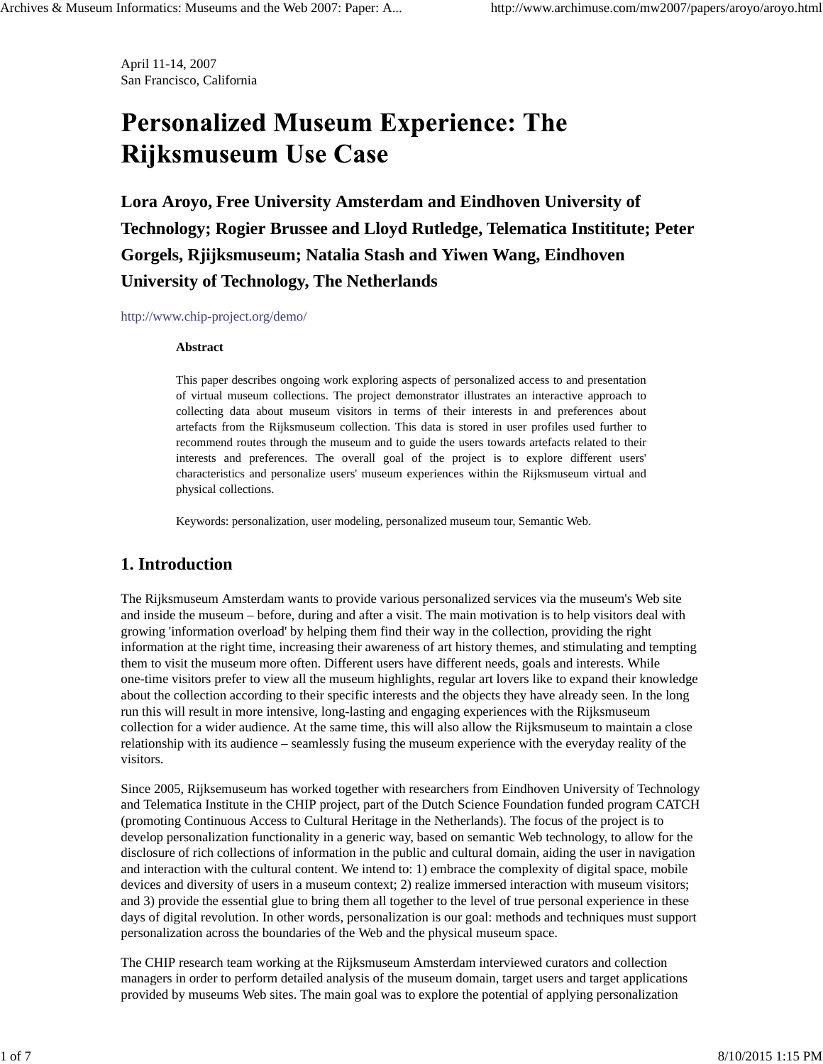April 11-14, 2007
San Francisco, California

# Personalized Museum Experience: The Rijksmuseum Use Case

## Lora Aroyo, Free University Amsterdam and Eindhoven University of Technology; Rogier Brussee and Lloyd Rutledge, Telematica Instititute; Peter Gorgels, Rjijksmuseum; Natalia Stash and Yiwen Wang, Eindhoven University of Technology, The Netherlands

http://www.chip-project.org/demo/

**Abstract**

This paper describes ongoing work exploring aspects of personalized access to and presentation of virtual museum collections. The project demonstrator illustrates an interactive approach to collecting data about museum visitors in terms of their interests in and preferences about artefacts from the Rijksmuseum collection. This data is stored in user profiles used further to recommend routes through the museum and to guide the users towards artefacts related to their interests and preferences. The overall goal of the project is to explore different users' characteristics and personalize users' museum experiences within the Rijksmuseum virtual and physical collections.

Keywords: personalization, user modeling, personalized museum tour, Semantic Web.

## 1. Introduction

The Rijksmuseum Amsterdam wants to provide various personalized services via the museum's Web site and inside the museum – before, during and after a visit. The main motivation is to help visitors deal with growing 'information overload' by helping them find their way in the collection, providing the right information at the right time, increasing their awareness of art history themes, and stimulating and tempting them to visit the museum more often. Different users have different needs, goals and interests. While one-time visitors prefer to view all the museum highlights, regular art lovers like to expand their knowledge about the collection according to their specific interests and the objects they have already seen. In the long run this will result in more intensive, long-lasting and engaging experiences with the Rijksmuseum collection for a wider audience. At the same time, this will also allow the Rijksmuseum to maintain a close relationship with its audience – seamlessly fusing the museum experience with the everyday reality of the visitors.

Since 2005, Rijksemuseum has worked together with researchers from Eindhoven University of Technology and Telematica Institute in the CHIP project, part of the Dutch Science Foundation funded program CATCH (promoting Continuous Access to Cultural Heritage in the Netherlands). The focus of the project is to develop personalization functionality in a generic way, based on semantic Web technology, to allow for the disclosure of rich collections of information in the public and cultural domain, aiding the user in navigation and interaction with the cultural content. We intend to: 1) embrace the complexity of digital space, mobile devices and diversity of users in a museum context; 2) realize immersed interaction with museum visitors; and 3) provide the essential glue to bring them all together to the level of true personal experience in these days of digital revolution. In other words, personalization is our goal: methods and techniques must support personalization across the boundaries of the Web and the physical museum space.

The CHIP research team working at the Rijksmuseum Amsterdam interviewed curators and collection managers in order to perform detailed analysis of the museum domain, target users and target applications provided by museums Web sites. The main goal was to explore the potential of applying personalization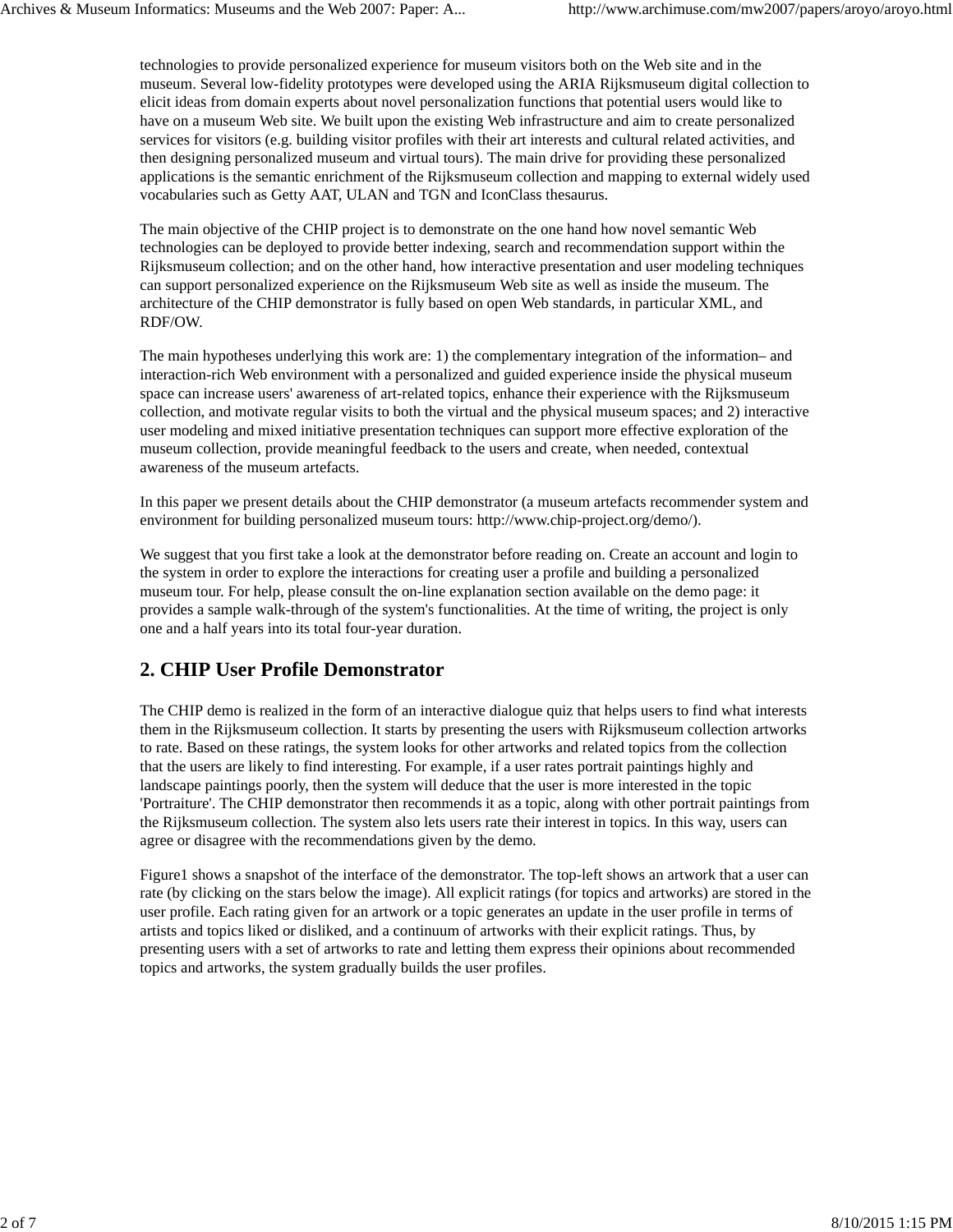technologies to provide personalized experience for museum visitors both on the Web site and in the museum. Several low-fidelity prototypes were developed using the ARIA Rijksmuseum digital collection to elicit ideas from domain experts about novel personalization functions that potential users would like to have on a museum Web site. We built upon the existing Web infrastructure and aim to create personalized services for visitors (e.g. building visitor profiles with their art interests and cultural related activities, and then designing personalized museum and virtual tours). The main drive for providing these personalized applications is the semantic enrichment of the Rijksmuseum collection and mapping to external widely used vocabularies such as Getty AAT, ULAN and TGN and IconClass thesaurus.

The main objective of the CHIP project is to demonstrate on the one hand how novel semantic Web technologies can be deployed to provide better indexing, search and recommendation support within the Rijksmuseum collection; and on the other hand, how interactive presentation and user modeling techniques can support personalized experience on the Rijksmuseum Web site as well as inside the museum. The architecture of the CHIP demonstrator is fully based on open Web standards, in particular XML, and RDF/OW.

The main hypotheses underlying this work are: 1) the complementary integration of the information– and interaction-rich Web environment with a personalized and guided experience inside the physical museum space can increase users' awareness of art-related topics, enhance their experience with the Rijksmuseum collection, and motivate regular visits to both the virtual and the physical museum spaces; and 2) interactive user modeling and mixed initiative presentation techniques can support more effective exploration of the museum collection, provide meaningful feedback to the users and create, when needed, contextual awareness of the museum artefacts.

In this paper we present details about the CHIP demonstrator (a museum artefacts recommender system and environment for building personalized museum tours: http://www.chip-project.org/demo/).

We suggest that you first take a look at the demonstrator before reading on. Create an account and login to the system in order to explore the interactions for creating user a profile and building a personalized museum tour. For help, please consult the on-line explanation section available on the demo page: it provides a sample walk-through of the system's functionalities. At the time of writing, the project is only one and a half years into its total four-year duration.

## 2. CHIP User Profile Demonstrator

The CHIP demo is realized in the form of an interactive dialogue quiz that helps users to find what interests them in the Rijksmuseum collection. It starts by presenting the users with Rijksmuseum collection artworks to rate. Based on these ratings, the system looks for other artworks and related topics from the collection that the users are likely to find interesting. For example, if a user rates portrait paintings highly and landscape paintings poorly, then the system will deduce that the user is more interested in the topic 'Portraiture'. The CHIP demonstrator then recommends it as a topic, along with other portrait paintings from the Rijksmuseum collection. The system also lets users rate their interest in topics. In this way, users can agree or disagree with the recommendations given by the demo.

Figure1 shows a snapshot of the interface of the demonstrator. The top-left shows an artwork that a user can rate (by clicking on the stars below the image). All explicit ratings (for topics and artworks) are stored in the user profile. Each rating given for an artwork or a topic generates an update in the user profile in terms of artists and topics liked or disliked, and a continuum of artworks with their explicit ratings. Thus, by presenting users with a set of artworks to rate and letting them express their opinions about recommended topics and artworks, the system gradually builds the user profiles.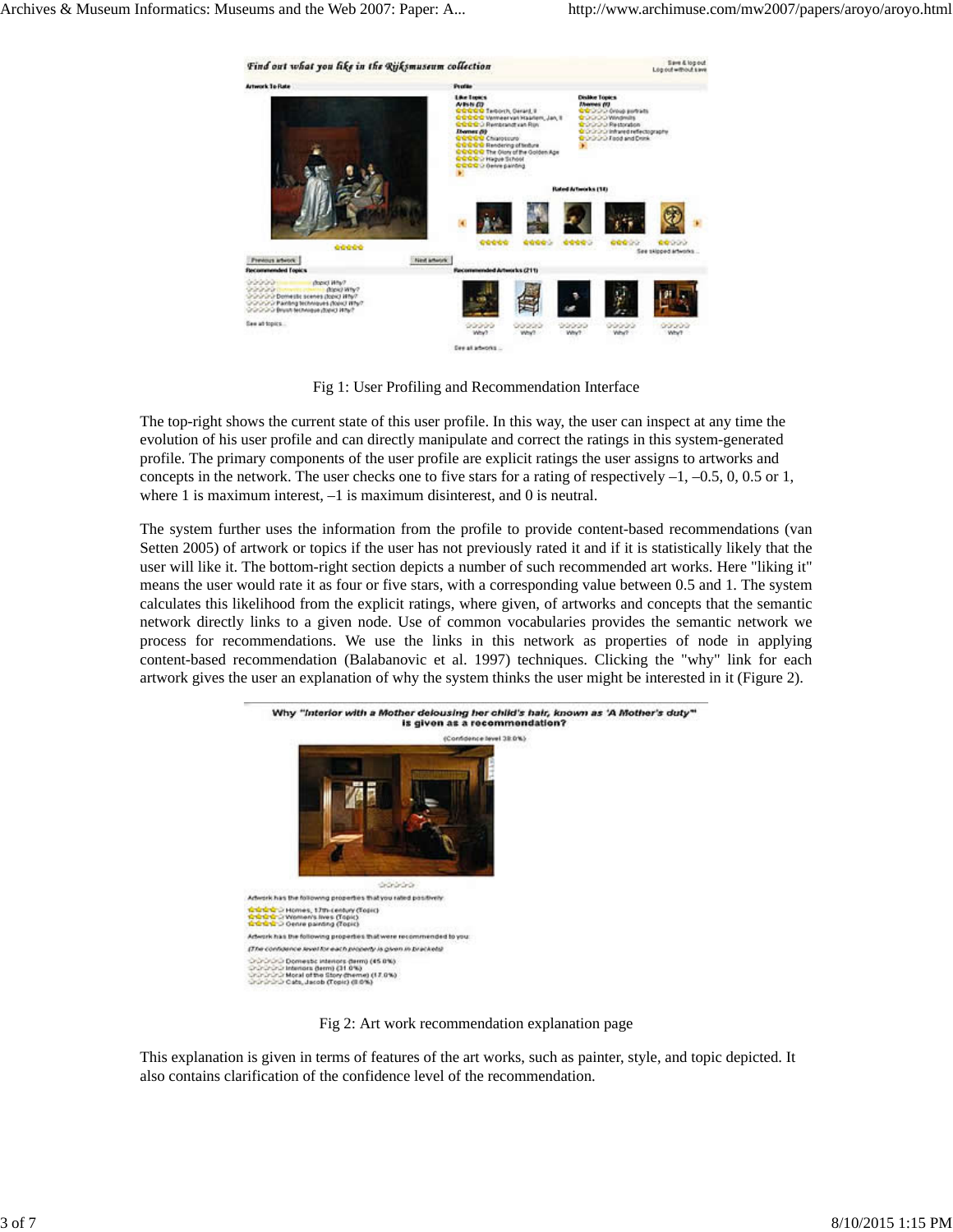Fig 1: User Profiling and Recommendation Interface

The top-right shows the current state of this user profile. In this way, the user can inspect at any time the evolution of his user profile and can directly manipulate and correct the ratings in this system-generated profile. The primary components of the user profile are explicit ratings the user assigns to artworks and concepts in the network. The user checks one to five stars for a rating of respectively –1, –0.5, 0, 0.5 or 1, where 1 is maximum interest, –1 is maximum disinterest, and 0 is neutral.

The system further uses the information from the profile to provide content-based recommendations (van Setten 2005) of artwork or topics if the user has not previously rated it and if it is statistically likely that the user will like it. The bottom-right section depicts a number of such recommended art works. Here "liking it" means the user would rate it as four or five stars, with a corresponding value between 0.5 and 1. The system calculates this likelihood from the explicit ratings, where given, of artworks and concepts that the semantic network directly links to a given node. Use of common vocabularies provides the semantic network we process for recommendations. We use the links in this network as properties of node in applying content-based recommendation (Balabanovic et al. 1997) techniques. Clicking the "why" link for each artwork gives the user an explanation of why the system thinks the user might be interested in it (Figure 2).

Fig 2: Art work recommendation explanation page

This explanation is given in terms of features of the art works, such as painter, style, and topic depicted. It also contains clarification of the confidence level of the recommendation.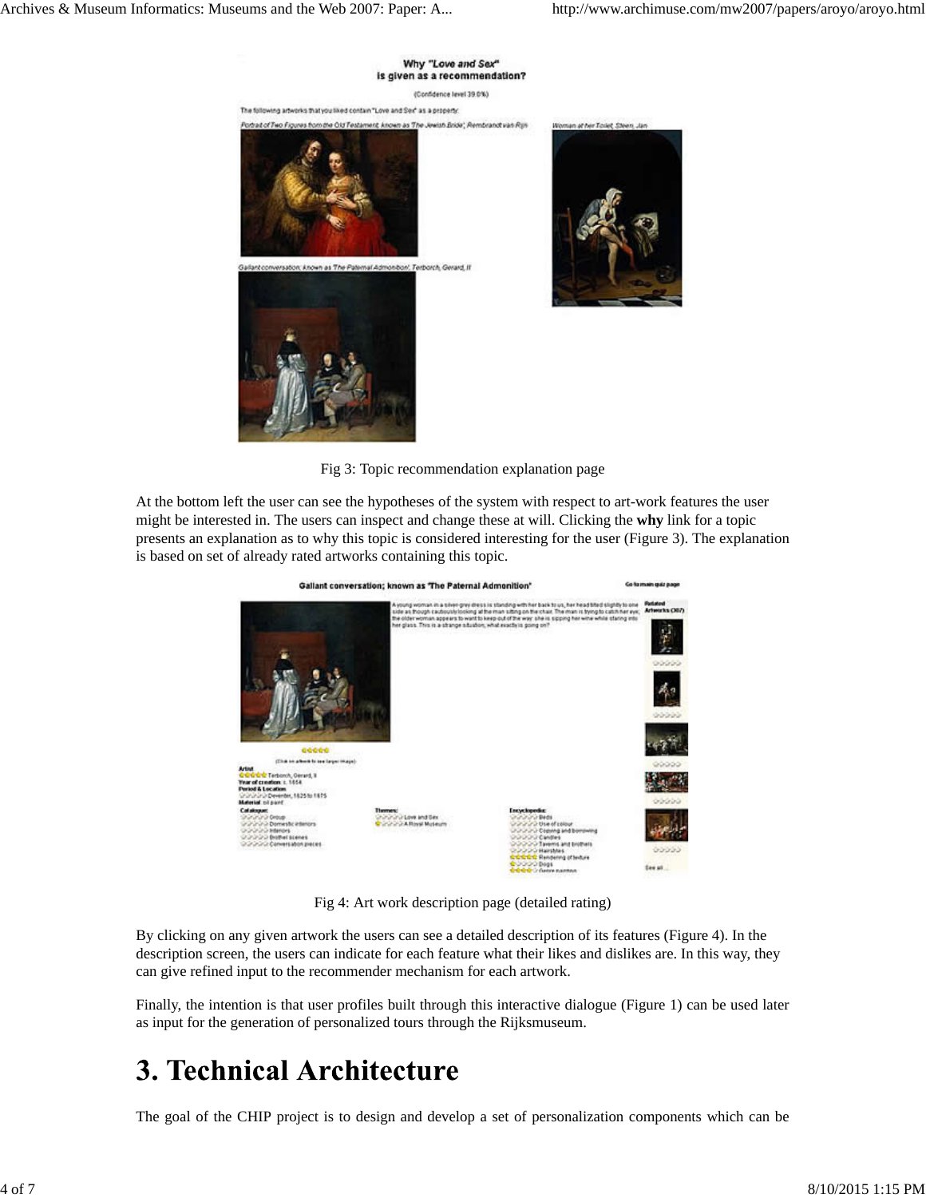Fig 3: Topic recommendation explanation page

At the bottom left the user can see the hypotheses of the system with respect to art-work features the user might be interested in. The users can inspect and change these at will. Clicking the **why** link for a topic presents an explanation as to why this topic is considered interesting for the user (Figure 3). The explanation is based on set of already rated artworks containing this topic.

Fig 4: Art work description page (detailed rating)

By clicking on any given artwork the users can see a detailed description of its features (Figure 4). In the description screen, the users can indicate for each feature what their likes and dislikes are. In this way, they can give refined input to the recommender mechanism for each artwork.

Finally, the intention is that user profiles built through this interactive dialogue (Figure 1) can be used later as input for the generation of personalized tours through the Rijksmuseum.

# 3. Technical Architecture

The goal of the CHIP project is to design and develop a set of personalization components which can be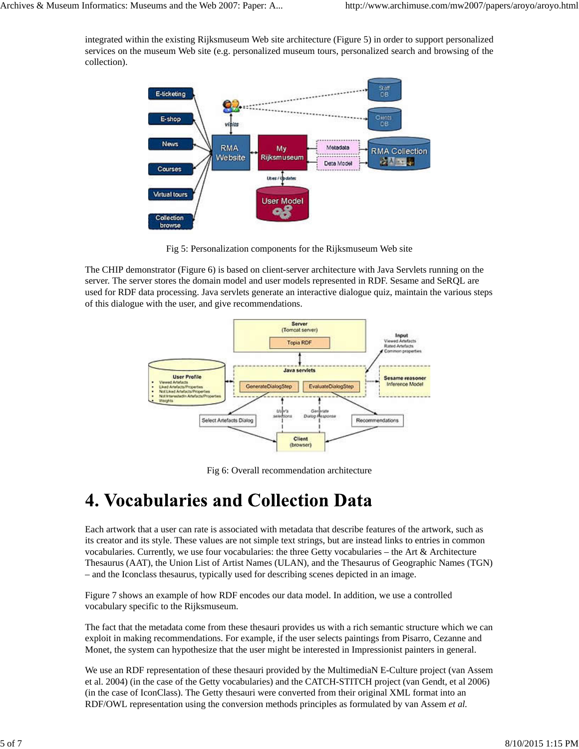integrated within the existing Rijksmuseum Web site architecture (Figure 5) in order to support personalized services on the museum Web site (e.g. personalized museum tours, personalized search and browsing of the collection).

Fig 5: Personalization components for the Rijksmuseum Web site

The CHIP demonstrator (Figure 6) is based on client-server architecture with Java Servlets running on the server. The server stores the domain model and user models represented in RDF. Sesame and SeRQL are used for RDF data processing. Java servlets generate an interactive dialogue quiz, maintain the various steps of this dialogue with the user, and give recommendations.

Fig 6: Overall recommendation architecture

# 4. Vocabularies and Collection Data

Each artwork that a user can rate is associated with metadata that describe features of the artwork, such as its creator and its style. These values are not simple text strings, but are instead links to entries in common vocabularies. Currently, we use four vocabularies: the three Getty vocabularies – the Art & Architecture Thesaurus (AAT), the Union List of Artist Names (ULAN), and the Thesaurus of Geographic Names (TGN) – and the Iconclass thesaurus, typically used for describing scenes depicted in an image.

Figure 7 shows an example of how RDF encodes our data model. In addition, we use a controlled vocabulary specific to the Rijksmuseum.

The fact that the metadata come from these thesauri provides us with a rich semantic structure which we can exploit in making recommendations. For example, if the user selects paintings from Pisarro, Cezanne and Monet, the system can hypothesize that the user might be interested in Impressionist painters in general.

We use an RDF representation of these thesauri provided by the MultimediaN E-Culture project (van Assem et al. 2004) (in the case of the Getty vocabularies) and the CATCH-STITCH project (van Gendt, et al 2006) (in the case of IconClass). The Getty thesauri were converted from their original XML format into an RDF/OWL representation using the conversion methods principles as formulated by van Assem *et al.*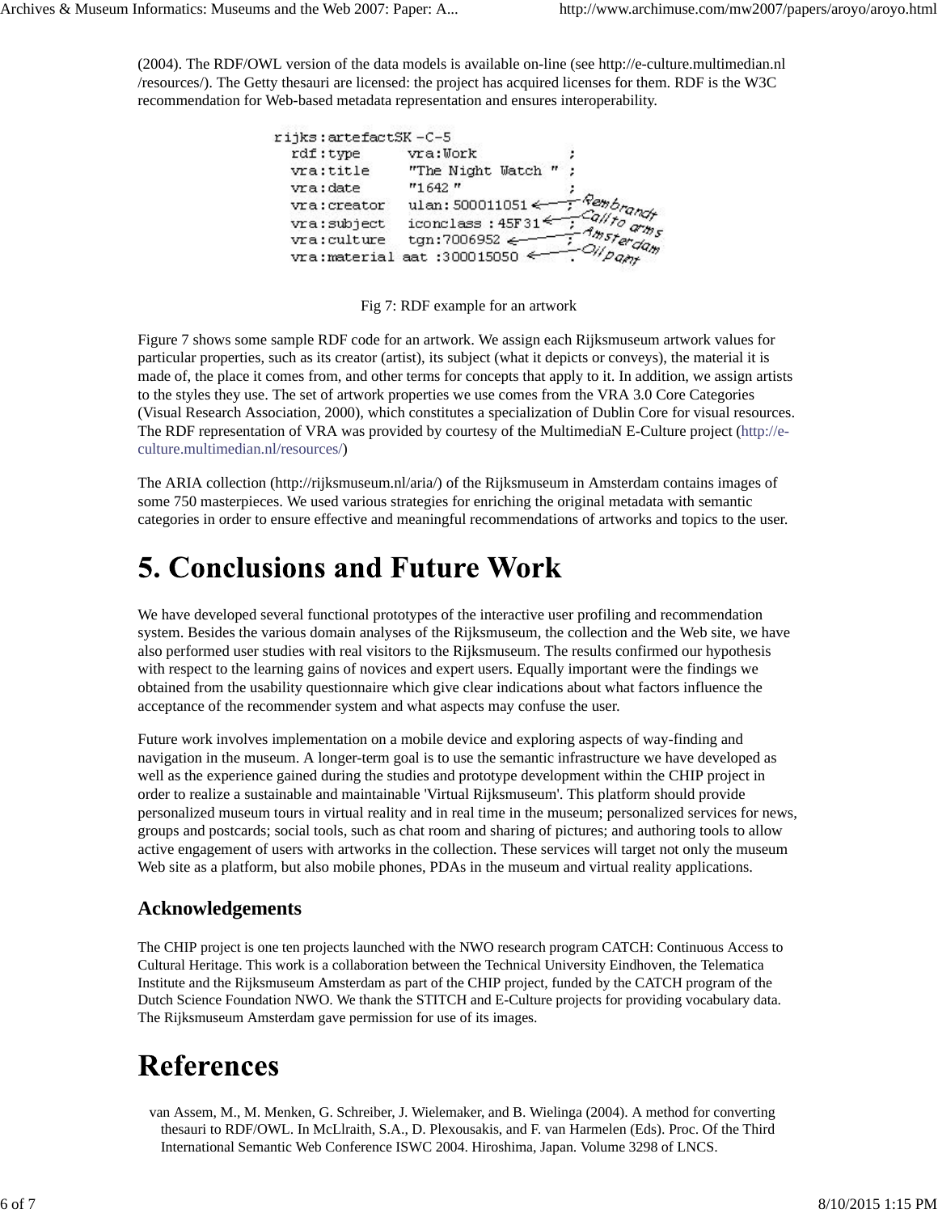(2004). The RDF/OWL version of the data models is available on-line (see http://e-culture.multimedian.nl /resources/). The Getty thesauri are licensed: the project has acquired licenses for them. RDF is the W3C recommendation for Web-based metadata representation and ensures interoperability.

```
rijks:artefactSK -C-5
  rdf:type      vra:Work           ;
  vra:title     "The Night Watch " ;
  vra:date      "1642 "            ;
  vra:creator   ulan:500011051     ;   <- Rembrandt
  vra:subject   iconclass :45F31   ;   <- Call to arms
  vra:culture   tgn:7006952        ;   <- Amsterdam
  vra:material aat :300015050      .   <- Oil paint
```

Fig 7: RDF example for an artwork

Figure 7 shows some sample RDF code for an artwork. We assign each Rijksmuseum artwork values for particular properties, such as its creator (artist), its subject (what it depicts or conveys), the material it is made of, the place it comes from, and other terms for concepts that apply to it. In addition, we assign artists to the styles they use. The set of artwork properties we use comes from the VRA 3.0 Core Categories (Visual Research Association, 2000), which constitutes a specialization of Dublin Core for visual resources. The RDF representation of VRA was provided by courtesy of the MultimediaN E-Culture project (http://e-culture.multimedian.nl/resources/)

The ARIA collection (http://rijksmuseum.nl/aria/) of the Rijksmuseum in Amsterdam contains images of some 750 masterpieces. We used various strategies for enriching the original metadata with semantic categories in order to ensure effective and meaningful recommendations of artworks and topics to the user.

# 5. Conclusions and Future Work

We have developed several functional prototypes of the interactive user profiling and recommendation system. Besides the various domain analyses of the Rijksmuseum, the collection and the Web site, we have also performed user studies with real visitors to the Rijksmuseum. The results confirmed our hypothesis with respect to the learning gains of novices and expert users. Equally important were the findings we obtained from the usability questionnaire which give clear indications about what factors influence the acceptance of the recommender system and what aspects may confuse the user.

Future work involves implementation on a mobile device and exploring aspects of way-finding and navigation in the museum. A longer-term goal is to use the semantic infrastructure we have developed as well as the experience gained during the studies and prototype development within the CHIP project in order to realize a sustainable and maintainable 'Virtual Rijksmuseum'. This platform should provide personalized museum tours in virtual reality and in real time in the museum; personalized services for news, groups and postcards; social tools, such as chat room and sharing of pictures; and authoring tools to allow active engagement of users with artworks in the collection. These services will target not only the museum Web site as a platform, but also mobile phones, PDAs in the museum and virtual reality applications.

## Acknowledgements

The CHIP project is one ten projects launched with the NWO research program CATCH: Continuous Access to Cultural Heritage. This work is a collaboration between the Technical University Eindhoven, the Telematica Institute and the Rijksmuseum Amsterdam as part of the CHIP project, funded by the CATCH program of the Dutch Science Foundation NWO. We thank the STITCH and E-Culture projects for providing vocabulary data. The Rijksmuseum Amsterdam gave permission for use of its images.

# References

van Assem, M., M. Menken, G. Schreiber, J. Wielemaker, and B. Wielinga (2004). A method for converting thesauri to RDF/OWL. In McLlraith, S.A., D. Plexousakis, and F. van Harmelen (Eds). Proc. Of the Third International Semantic Web Conference ISWC 2004. Hiroshima, Japan. Volume 3298 of LNCS.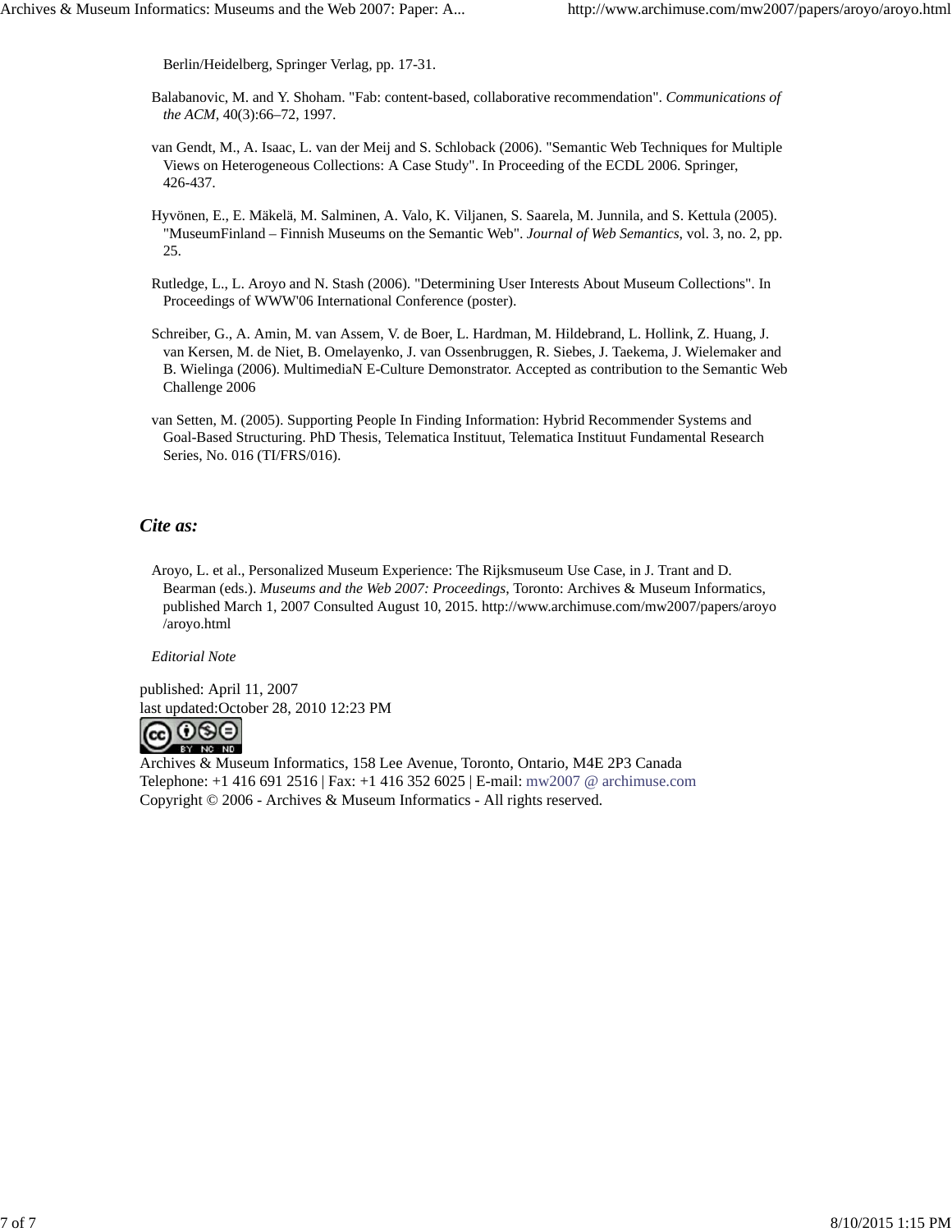Berlin/Heidelberg, Springer Verlag, pp. 17-31.

Balabanovic, M. and Y. Shoham. "Fab: content-based, collaborative recommendation". *Communications of the ACM*, 40(3):66–72, 1997.

van Gendt, M., A. Isaac, L. van der Meij and S. Schloback (2006). "Semantic Web Techniques for Multiple Views on Heterogeneous Collections: A Case Study". In Proceeding of the ECDL 2006. Springer, 426-437.

Hyvönen, E., E. Mäkelä, M. Salminen, A. Valo, K. Viljanen, S. Saarela, M. Junnila, and S. Kettula (2005). "MuseumFinland – Finnish Museums on the Semantic Web". *Journal of Web Semantics*, vol. 3, no. 2, pp. 25.

Rutledge, L., L. Aroyo and N. Stash (2006). "Determining User Interests About Museum Collections". In Proceedings of WWW'06 International Conference (poster).

Schreiber, G., A. Amin, M. van Assem, V. de Boer, L. Hardman, M. Hildebrand, L. Hollink, Z. Huang, J. van Kersen, M. de Niet, B. Omelayenko, J. van Ossenbruggen, R. Siebes, J. Taekema, J. Wielemaker and B. Wielinga (2006). MultimediaN E-Culture Demonstrator. Accepted as contribution to the Semantic Web Challenge 2006

van Setten, M. (2005). Supporting People In Finding Information: Hybrid Recommender Systems and Goal-Based Structuring. PhD Thesis, Telematica Instituut, Telematica Instituut Fundamental Research Series, No. 016 (TI/FRS/016).

## *Cite as:*

Aroyo, L. et al., Personalized Museum Experience: The Rijksmuseum Use Case, in J. Trant and D. Bearman (eds.). *Museums and the Web 2007: Proceedings*, Toronto: Archives & Museum Informatics, published March 1, 2007 Consulted August 10, 2015. http://www.archimuse.com/mw2007/papers/aroyo/aroyo.html

*Editorial Note*

published: April 11, 2007
last updated:October 28, 2010 12:23 PM

Archives & Museum Informatics, 158 Lee Avenue, Toronto, Ontario, M4E 2P3 Canada
Telephone: +1 416 691 2516 | Fax: +1 416 352 6025 | E-mail: mw2007 @ archimuse.com
Copyright © 2006 - Archives & Museum Informatics - All rights reserved.